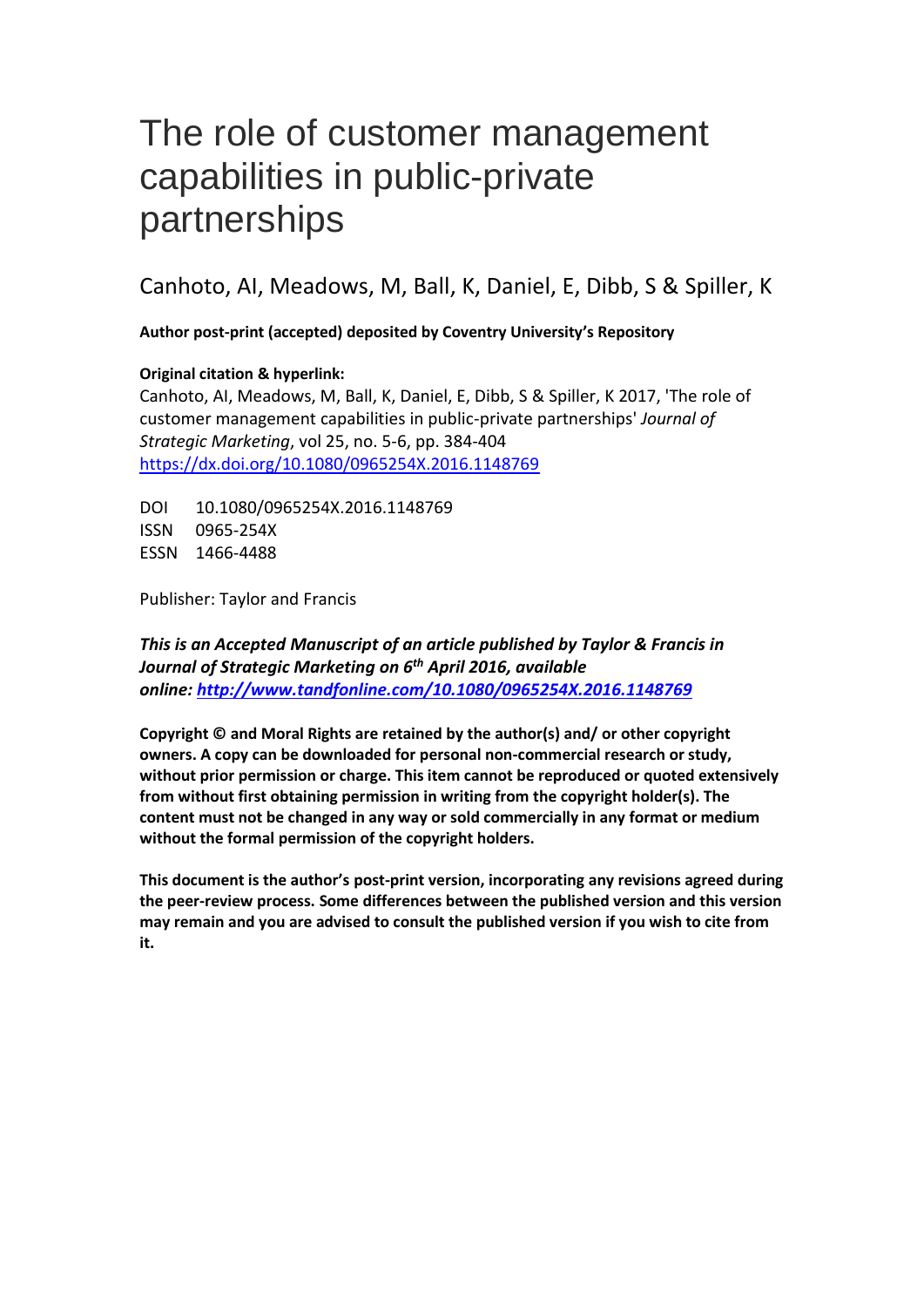# The role of customer management capabilities in public-private partnerships

Canhoto, AI, Meadows, M, Ball, K, Daniel, E, Dibb, S & Spiller, K

**Author post-print (accepted) deposited by Coventry University's Repository**

**Original citation & hyperlink:**

Canhoto, AI, Meadows, M, Ball, K, Daniel, E, Dibb, S & Spiller, K 2017, 'The role of customer management capabilities in public-private partnerships' *Journal of Strategic Marketing*, vol 25, no. 5-6, pp. 384-404
https://dx.doi.org/10.1080/0965254X.2016.1148769

DOI 10.1080/0965254X.2016.1148769
ISSN 0965-254X
ESSN 1466-4488

Publisher: Taylor and Francis

***This is an Accepted Manuscript of an article published by Taylor & Francis in Journal of Strategic Marketing on 6th April 2016, available online: http://www.tandfonline.com/10.1080/0965254X.2016.1148769***

**Copyright © and Moral Rights are retained by the author(s) and/ or other copyright owners. A copy can be downloaded for personal non-commercial research or study, without prior permission or charge. This item cannot be reproduced or quoted extensively from without first obtaining permission in writing from the copyright holder(s). The content must not be changed in any way or sold commercially in any format or medium without the formal permission of the copyright holders.**

**This document is the author's post-print version, incorporating any revisions agreed during the peer-review process. Some differences between the published version and this version may remain and you are advised to consult the published version if you wish to cite from it.**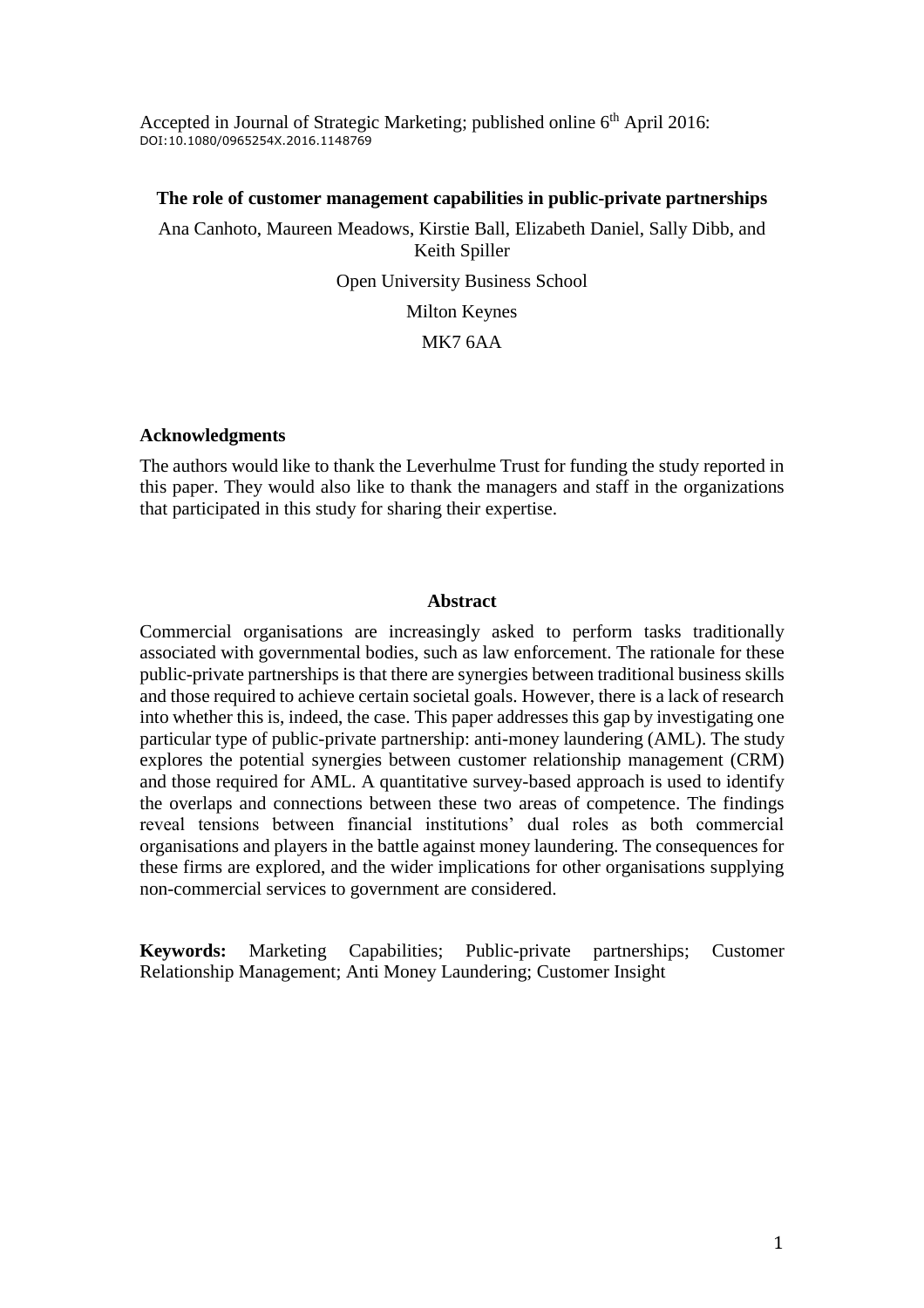Accepted in Journal of Strategic Marketing; published online 6th April 2016: DOI:10.1080/0965254X.2016.1148769

**The role of customer management capabilities in public-private partnerships**

Ana Canhoto, Maureen Meadows, Kirstie Ball, Elizabeth Daniel, Sally Dibb, and Keith Spiller

Open University Business School

Milton Keynes

MK7 6AA

### Acknowledgments

The authors would like to thank the Leverhulme Trust for funding the study reported in this paper. They would also like to thank the managers and staff in the organizations that participated in this study for sharing their expertise.

### Abstract

Commercial organisations are increasingly asked to perform tasks traditionally associated with governmental bodies, such as law enforcement. The rationale for these public-private partnerships is that there are synergies between traditional business skills and those required to achieve certain societal goals. However, there is a lack of research into whether this is, indeed, the case. This paper addresses this gap by investigating one particular type of public-private partnership: anti-money laundering (AML). The study explores the potential synergies between customer relationship management (CRM) and those required for AML. A quantitative survey-based approach is used to identify the overlaps and connections between these two areas of competence. The findings reveal tensions between financial institutions' dual roles as both commercial organisations and players in the battle against money laundering. The consequences for these firms are explored, and the wider implications for other organisations supplying non-commercial services to government are considered.

**Keywords:** Marketing Capabilities; Public-private partnerships; Customer Relationship Management; Anti Money Laundering; Customer Insight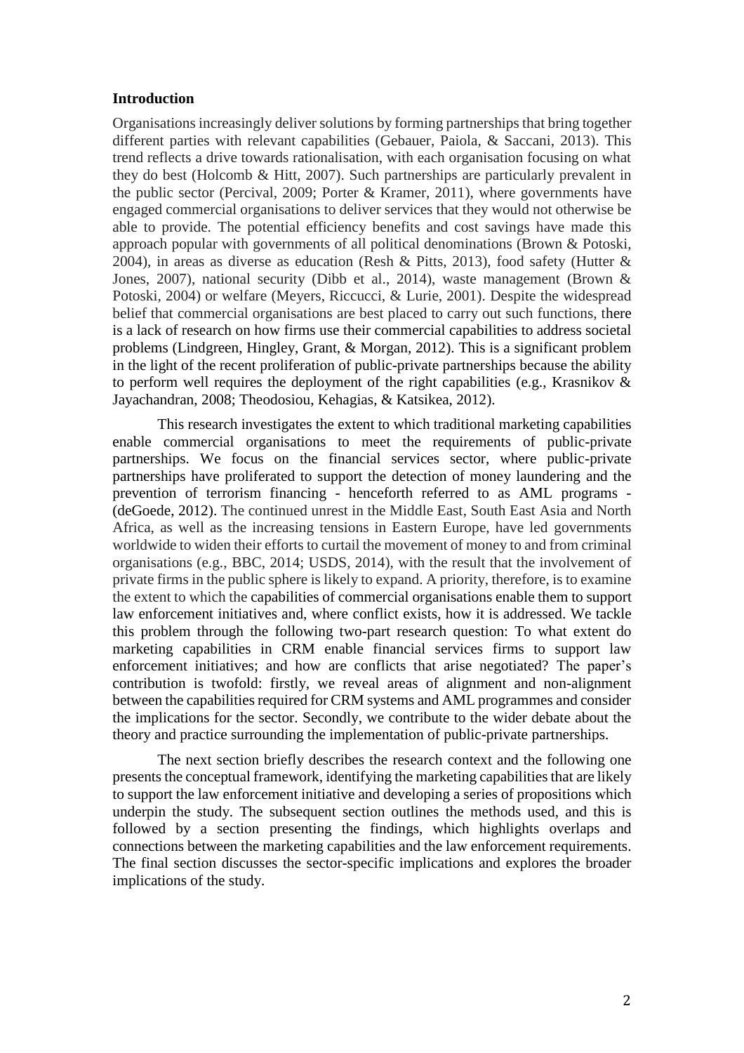## Introduction

Organisations increasingly deliver solutions by forming partnerships that bring together different parties with relevant capabilities (Gebauer, Paiola, & Saccani, 2013). This trend reflects a drive towards rationalisation, with each organisation focusing on what they do best (Holcomb & Hitt, 2007). Such partnerships are particularly prevalent in the public sector (Percival, 2009; Porter & Kramer, 2011), where governments have engaged commercial organisations to deliver services that they would not otherwise be able to provide. The potential efficiency benefits and cost savings have made this approach popular with governments of all political denominations (Brown & Potoski, 2004), in areas as diverse as education (Resh & Pitts, 2013), food safety (Hutter & Jones, 2007), national security (Dibb et al., 2014), waste management (Brown & Potoski, 2004) or welfare (Meyers, Riccucci, & Lurie, 2001). Despite the widespread belief that commercial organisations are best placed to carry out such functions, there is a lack of research on how firms use their commercial capabilities to address societal problems (Lindgreen, Hingley, Grant, & Morgan, 2012). This is a significant problem in the light of the recent proliferation of public-private partnerships because the ability to perform well requires the deployment of the right capabilities (e.g., Krasnikov & Jayachandran, 2008; Theodosiou, Kehagias, & Katsikea, 2012).

This research investigates the extent to which traditional marketing capabilities enable commercial organisations to meet the requirements of public-private partnerships. We focus on the financial services sector, where public-private partnerships have proliferated to support the detection of money laundering and the prevention of terrorism financing - henceforth referred to as AML programs - (deGoede, 2012). The continued unrest in the Middle East, South East Asia and North Africa, as well as the increasing tensions in Eastern Europe, have led governments worldwide to widen their efforts to curtail the movement of money to and from criminal organisations (e.g., BBC, 2014; USDS, 2014), with the result that the involvement of private firms in the public sphere is likely to expand. A priority, therefore, is to examine the extent to which the capabilities of commercial organisations enable them to support law enforcement initiatives and, where conflict exists, how it is addressed. We tackle this problem through the following two-part research question: To what extent do marketing capabilities in CRM enable financial services firms to support law enforcement initiatives; and how are conflicts that arise negotiated? The paper's contribution is twofold: firstly, we reveal areas of alignment and non-alignment between the capabilities required for CRM systems and AML programmes and consider the implications for the sector. Secondly, we contribute to the wider debate about the theory and practice surrounding the implementation of public-private partnerships.

The next section briefly describes the research context and the following one presents the conceptual framework, identifying the marketing capabilities that are likely to support the law enforcement initiative and developing a series of propositions which underpin the study. The subsequent section outlines the methods used, and this is followed by a section presenting the findings, which highlights overlaps and connections between the marketing capabilities and the law enforcement requirements. The final section discusses the sector-specific implications and explores the broader implications of the study.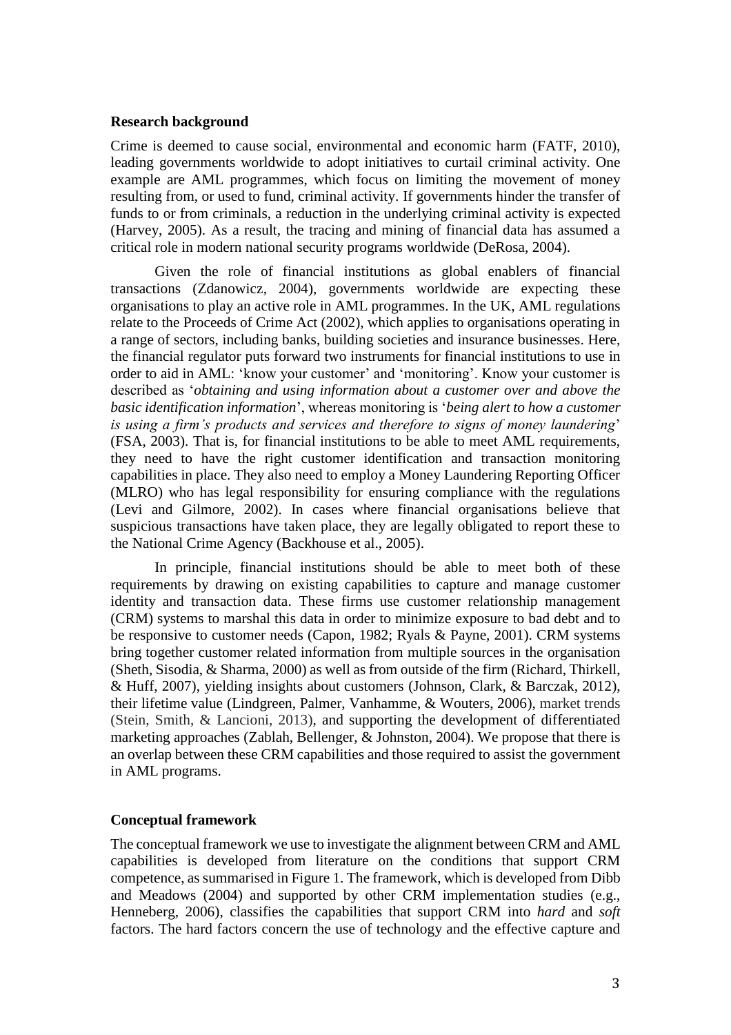### Research background

Crime is deemed to cause social, environmental and economic harm (FATF, 2010), leading governments worldwide to adopt initiatives to curtail criminal activity. One example are AML programmes, which focus on limiting the movement of money resulting from, or used to fund, criminal activity. If governments hinder the transfer of funds to or from criminals, a reduction in the underlying criminal activity is expected (Harvey, 2005). As a result, the tracing and mining of financial data has assumed a critical role in modern national security programs worldwide (DeRosa, 2004).

Given the role of financial institutions as global enablers of financial transactions (Zdanowicz, 2004), governments worldwide are expecting these organisations to play an active role in AML programmes. In the UK, AML regulations relate to the Proceeds of Crime Act (2002), which applies to organisations operating in a range of sectors, including banks, building societies and insurance businesses. Here, the financial regulator puts forward two instruments for financial institutions to use in order to aid in AML: 'know your customer' and 'monitoring'. Know your customer is described as '*obtaining and using information about a customer over and above the basic identification information*', whereas monitoring is '*being alert to how a customer is using a firm's products and services and therefore to signs of money laundering*' (FSA, 2003). That is, for financial institutions to be able to meet AML requirements, they need to have the right customer identification and transaction monitoring capabilities in place. They also need to employ a Money Laundering Reporting Officer (MLRO) who has legal responsibility for ensuring compliance with the regulations (Levi and Gilmore, 2002). In cases where financial organisations believe that suspicious transactions have taken place, they are legally obligated to report these to the National Crime Agency (Backhouse et al., 2005).

In principle, financial institutions should be able to meet both of these requirements by drawing on existing capabilities to capture and manage customer identity and transaction data. These firms use customer relationship management (CRM) systems to marshal this data in order to minimize exposure to bad debt and to be responsive to customer needs (Capon, 1982; Ryals & Payne, 2001). CRM systems bring together customer related information from multiple sources in the organisation (Sheth, Sisodia, & Sharma, 2000) as well as from outside of the firm (Richard, Thirkell, & Huff, 2007), yielding insights about customers (Johnson, Clark, & Barczak, 2012), their lifetime value (Lindgreen, Palmer, Vanhamme, & Wouters, 2006), market trends (Stein, Smith, & Lancioni, 2013), and supporting the development of differentiated marketing approaches (Zablah, Bellenger, & Johnston, 2004). We propose that there is an overlap between these CRM capabilities and those required to assist the government in AML programs.

### Conceptual framework

The conceptual framework we use to investigate the alignment between CRM and AML capabilities is developed from literature on the conditions that support CRM competence, as summarised in Figure 1. The framework, which is developed from Dibb and Meadows (2004) and supported by other CRM implementation studies (e.g., Henneberg, 2006), classifies the capabilities that support CRM into *hard* and *soft* factors. The hard factors concern the use of technology and the effective capture and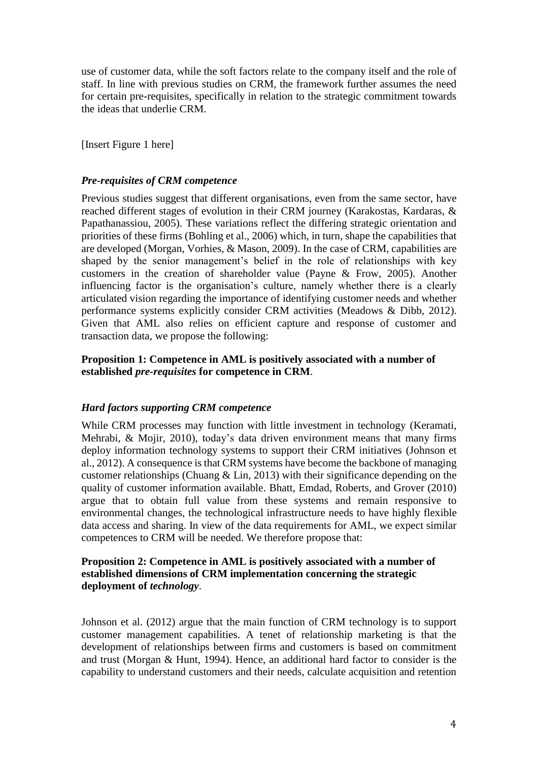use of customer data, while the soft factors relate to the company itself and the role of staff. In line with previous studies on CRM, the framework further assumes the need for certain pre-requisites, specifically in relation to the strategic commitment towards the ideas that underlie CRM.

[Insert Figure 1 here]

### *Pre-requisites of CRM competence*

Previous studies suggest that different organisations, even from the same sector, have reached different stages of evolution in their CRM journey (Karakostas, Kardaras, & Papathanassiou, 2005). These variations reflect the differing strategic orientation and priorities of these firms (Bohling et al., 2006) which, in turn, shape the capabilities that are developed (Morgan, Vorhies, & Mason, 2009). In the case of CRM, capabilities are shaped by the senior management's belief in the role of relationships with key customers in the creation of shareholder value (Payne & Frow, 2005). Another influencing factor is the organisation's culture, namely whether there is a clearly articulated vision regarding the importance of identifying customer needs and whether performance systems explicitly consider CRM activities (Meadows & Dibb, 2012). Given that AML also relies on efficient capture and response of customer and transaction data, we propose the following:

**Proposition 1: Competence in AML is positively associated with a number of established *pre-requisites* for competence in CRM**.

### *Hard factors supporting CRM competence*

While CRM processes may function with little investment in technology (Keramati, Mehrabi, & Mojir, 2010), today's data driven environment means that many firms deploy information technology systems to support their CRM initiatives (Johnson et al., 2012). A consequence is that CRM systems have become the backbone of managing customer relationships (Chuang & Lin, 2013) with their significance depending on the quality of customer information available. Bhatt, Emdad, Roberts, and Grover (2010) argue that to obtain full value from these systems and remain responsive to environmental changes, the technological infrastructure needs to have highly flexible data access and sharing. In view of the data requirements for AML, we expect similar competences to CRM will be needed. We therefore propose that:

**Proposition 2: Competence in AML is positively associated with a number of established dimensions of CRM implementation concerning the strategic deployment of *technology*.**

Johnson et al. (2012) argue that the main function of CRM technology is to support customer management capabilities. A tenet of relationship marketing is that the development of relationships between firms and customers is based on commitment and trust (Morgan & Hunt, 1994). Hence, an additional hard factor to consider is the capability to understand customers and their needs, calculate acquisition and retention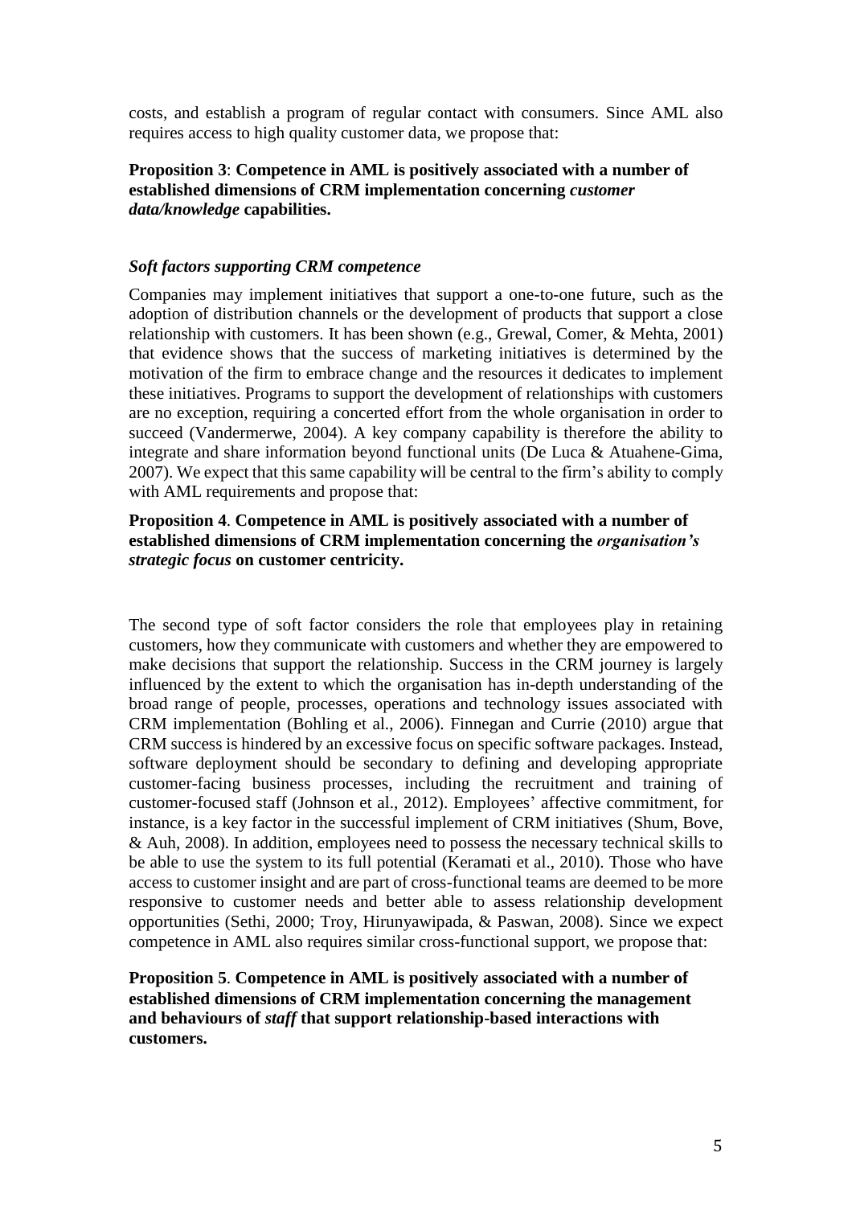costs, and establish a program of regular contact with consumers. Since AML also requires access to high quality customer data, we propose that:

**Proposition 3**: **Competence in AML is positively associated with a number of established dimensions of CRM implementation concerning *customer data/knowledge* capabilities.**

### *Soft factors supporting CRM competence*

Companies may implement initiatives that support a one-to-one future, such as the adoption of distribution channels or the development of products that support a close relationship with customers. It has been shown (e.g., Grewal, Comer, & Mehta, 2001) that evidence shows that the success of marketing initiatives is determined by the motivation of the firm to embrace change and the resources it dedicates to implement these initiatives. Programs to support the development of relationships with customers are no exception, requiring a concerted effort from the whole organisation in order to succeed (Vandermerwe, 2004). A key company capability is therefore the ability to integrate and share information beyond functional units (De Luca & Atuahene-Gima, 2007). We expect that this same capability will be central to the firm's ability to comply with AML requirements and propose that:

**Proposition 4**. **Competence in AML is positively associated with a number of established dimensions of CRM implementation concerning the *organisation's strategic focus* on customer centricity.**

The second type of soft factor considers the role that employees play in retaining customers, how they communicate with customers and whether they are empowered to make decisions that support the relationship. Success in the CRM journey is largely influenced by the extent to which the organisation has in-depth understanding of the broad range of people, processes, operations and technology issues associated with CRM implementation (Bohling et al., 2006). Finnegan and Currie (2010) argue that CRM success is hindered by an excessive focus on specific software packages. Instead, software deployment should be secondary to defining and developing appropriate customer-facing business processes, including the recruitment and training of customer-focused staff (Johnson et al., 2012). Employees' affective commitment, for instance, is a key factor in the successful implement of CRM initiatives (Shum, Bove, & Auh, 2008). In addition, employees need to possess the necessary technical skills to be able to use the system to its full potential (Keramati et al., 2010). Those who have access to customer insight and are part of cross-functional teams are deemed to be more responsive to customer needs and better able to assess relationship development opportunities (Sethi, 2000; Troy, Hirunyawipada, & Paswan, 2008). Since we expect competence in AML also requires similar cross-functional support, we propose that:

**Proposition 5**. **Competence in AML is positively associated with a number of established dimensions of CRM implementation concerning the management and behaviours of *staff* that support relationship-based interactions with customers.**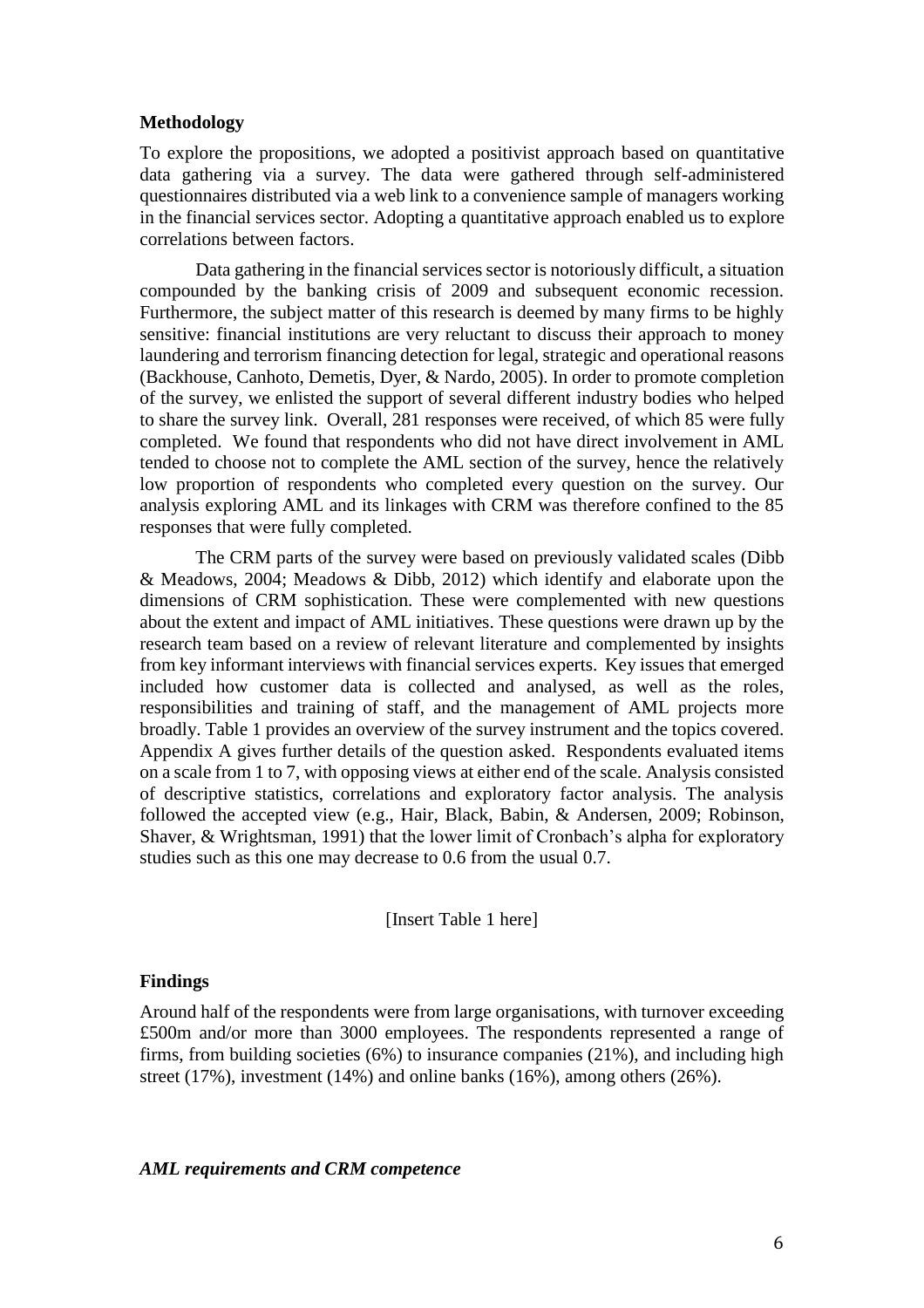## Methodology

To explore the propositions, we adopted a positivist approach based on quantitative data gathering via a survey. The data were gathered through self-administered questionnaires distributed via a web link to a convenience sample of managers working in the financial services sector. Adopting a quantitative approach enabled us to explore correlations between factors.

Data gathering in the financial services sector is notoriously difficult, a situation compounded by the banking crisis of 2009 and subsequent economic recession. Furthermore, the subject matter of this research is deemed by many firms to be highly sensitive: financial institutions are very reluctant to discuss their approach to money laundering and terrorism financing detection for legal, strategic and operational reasons (Backhouse, Canhoto, Demetis, Dyer, & Nardo, 2005). In order to promote completion of the survey, we enlisted the support of several different industry bodies who helped to share the survey link. Overall, 281 responses were received, of which 85 were fully completed. We found that respondents who did not have direct involvement in AML tended to choose not to complete the AML section of the survey, hence the relatively low proportion of respondents who completed every question on the survey. Our analysis exploring AML and its linkages with CRM was therefore confined to the 85 responses that were fully completed.

The CRM parts of the survey were based on previously validated scales (Dibb & Meadows, 2004; Meadows & Dibb, 2012) which identify and elaborate upon the dimensions of CRM sophistication. These were complemented with new questions about the extent and impact of AML initiatives. These questions were drawn up by the research team based on a review of relevant literature and complemented by insights from key informant interviews with financial services experts. Key issues that emerged included how customer data is collected and analysed, as well as the roles, responsibilities and training of staff, and the management of AML projects more broadly. Table 1 provides an overview of the survey instrument and the topics covered. Appendix A gives further details of the question asked. Respondents evaluated items on a scale from 1 to 7, with opposing views at either end of the scale. Analysis consisted of descriptive statistics, correlations and exploratory factor analysis. The analysis followed the accepted view (e.g., Hair, Black, Babin, & Andersen, 2009; Robinson, Shaver, & Wrightsman, 1991) that the lower limit of Cronbach's alpha for exploratory studies such as this one may decrease to 0.6 from the usual 0.7.

[Insert Table 1 here]

## Findings

Around half of the respondents were from large organisations, with turnover exceeding £500m and/or more than 3000 employees. The respondents represented a range of firms, from building societies (6%) to insurance companies (21%), and including high street (17%), investment (14%) and online banks (16%), among others (26%).

### *AML requirements and CRM competence*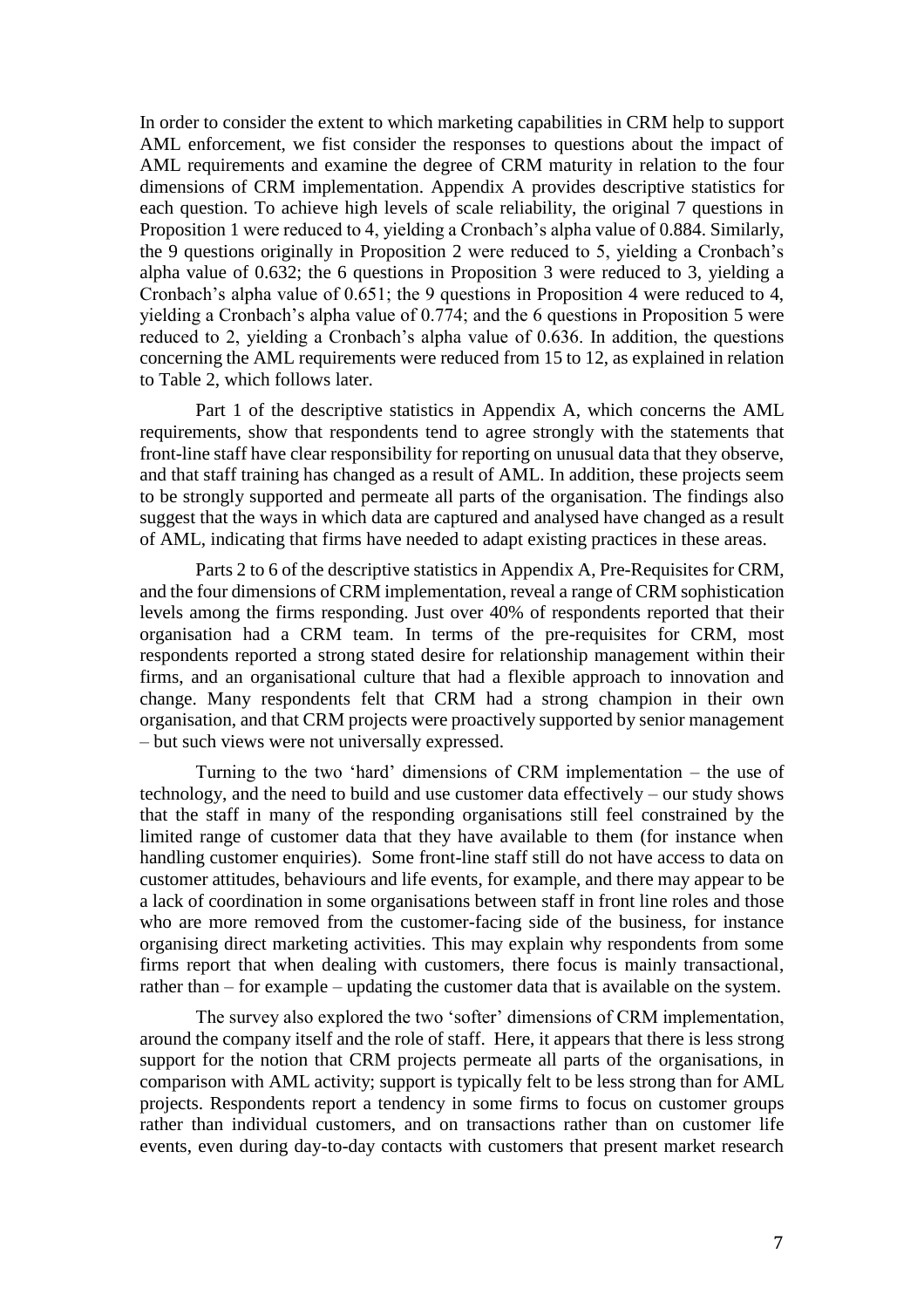In order to consider the extent to which marketing capabilities in CRM help to support AML enforcement, we fist consider the responses to questions about the impact of AML requirements and examine the degree of CRM maturity in relation to the four dimensions of CRM implementation. Appendix A provides descriptive statistics for each question. To achieve high levels of scale reliability, the original 7 questions in Proposition 1 were reduced to 4, yielding a Cronbach's alpha value of 0.884. Similarly, the 9 questions originally in Proposition 2 were reduced to 5, yielding a Cronbach's alpha value of 0.632; the 6 questions in Proposition 3 were reduced to 3, yielding a Cronbach's alpha value of 0.651; the 9 questions in Proposition 4 were reduced to 4, yielding a Cronbach's alpha value of 0.774; and the 6 questions in Proposition 5 were reduced to 2, yielding a Cronbach's alpha value of 0.636. In addition, the questions concerning the AML requirements were reduced from 15 to 12, as explained in relation to Table 2, which follows later.

Part 1 of the descriptive statistics in Appendix A, which concerns the AML requirements, show that respondents tend to agree strongly with the statements that front-line staff have clear responsibility for reporting on unusual data that they observe, and that staff training has changed as a result of AML. In addition, these projects seem to be strongly supported and permeate all parts of the organisation. The findings also suggest that the ways in which data are captured and analysed have changed as a result of AML, indicating that firms have needed to adapt existing practices in these areas.

Parts 2 to 6 of the descriptive statistics in Appendix A, Pre-Requisites for CRM, and the four dimensions of CRM implementation, reveal a range of CRM sophistication levels among the firms responding. Just over 40% of respondents reported that their organisation had a CRM team. In terms of the pre-requisites for CRM, most respondents reported a strong stated desire for relationship management within their firms, and an organisational culture that had a flexible approach to innovation and change. Many respondents felt that CRM had a strong champion in their own organisation, and that CRM projects were proactively supported by senior management – but such views were not universally expressed.

Turning to the two 'hard' dimensions of CRM implementation – the use of technology, and the need to build and use customer data effectively – our study shows that the staff in many of the responding organisations still feel constrained by the limited range of customer data that they have available to them (for instance when handling customer enquiries). Some front-line staff still do not have access to data on customer attitudes, behaviours and life events, for example, and there may appear to be a lack of coordination in some organisations between staff in front line roles and those who are more removed from the customer-facing side of the business, for instance organising direct marketing activities. This may explain why respondents from some firms report that when dealing with customers, there focus is mainly transactional, rather than – for example – updating the customer data that is available on the system.

The survey also explored the two 'softer' dimensions of CRM implementation, around the company itself and the role of staff. Here, it appears that there is less strong support for the notion that CRM projects permeate all parts of the organisations, in comparison with AML activity; support is typically felt to be less strong than for AML projects. Respondents report a tendency in some firms to focus on customer groups rather than individual customers, and on transactions rather than on customer life events, even during day-to-day contacts with customers that present market research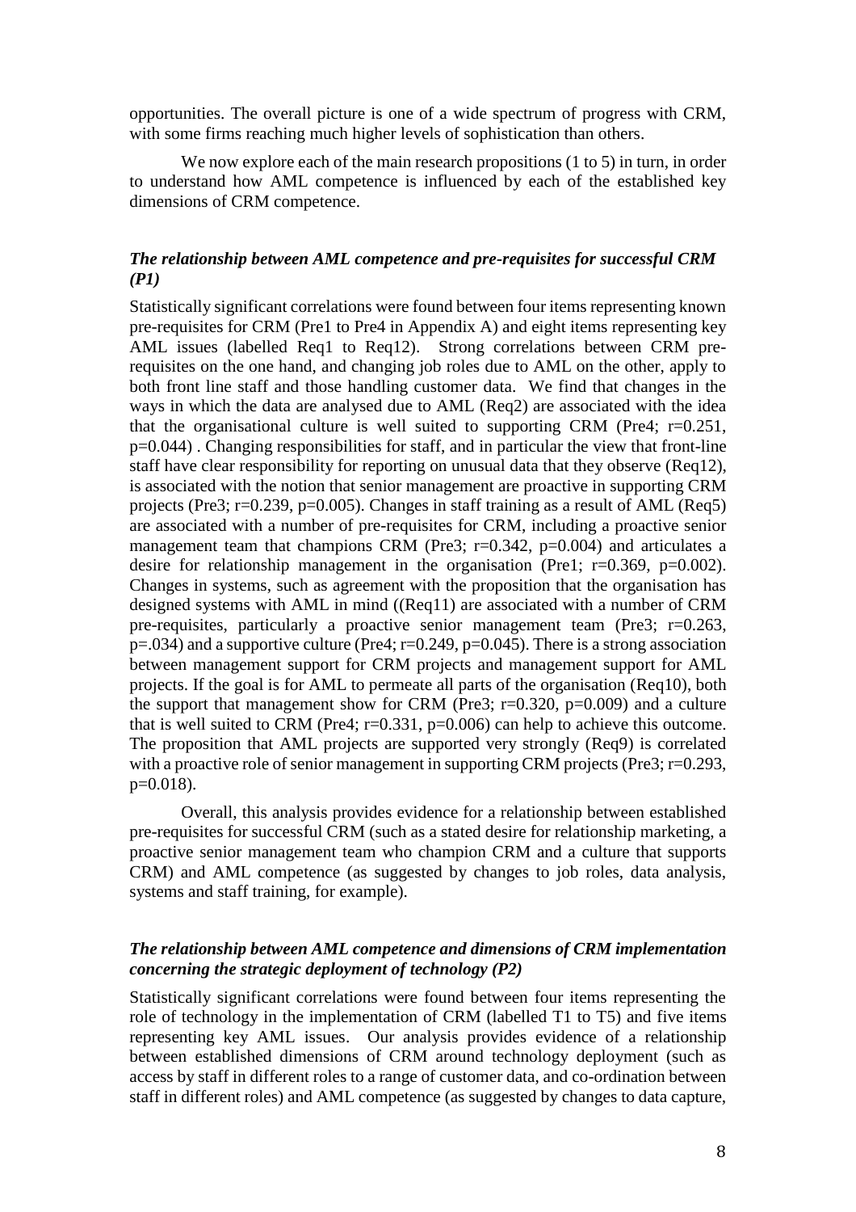opportunities. The overall picture is one of a wide spectrum of progress with CRM, with some firms reaching much higher levels of sophistication than others.

We now explore each of the main research propositions (1 to 5) in turn, in order to understand how AML competence is influenced by each of the established key dimensions of CRM competence.

### *The relationship between AML competence and pre-requisites for successful CRM (P1)*

Statistically significant correlations were found between four items representing known pre-requisites for CRM (Pre1 to Pre4 in Appendix A) and eight items representing key AML issues (labelled Req1 to Req12). Strong correlations between CRM pre-requisites on the one hand, and changing job roles due to AML on the other, apply to both front line staff and those handling customer data. We find that changes in the ways in which the data are analysed due to AML (Req2) are associated with the idea that the organisational culture is well suited to supporting CRM (Pre4; $r=0.251$, $p=0.044$) . Changing responsibilities for staff, and in particular the view that front-line staff have clear responsibility for reporting on unusual data that they observe (Req12), is associated with the notion that senior management are proactive in supporting CRM projects (Pre3; $r=0.239$, $p=0.005$). Changes in staff training as a result of AML (Req5) are associated with a number of pre-requisites for CRM, including a proactive senior management team that champions CRM (Pre3; $r=0.342$, $p=0.004$) and articulates a desire for relationship management in the organisation (Pre1; $r=0.369$, $p=0.002$). Changes in systems, such as agreement with the proposition that the organisation has designed systems with AML in mind ((Req11) are associated with a number of CRM pre-requisites, particularly a proactive senior management team (Pre3; $r=0.263$, $p=.034$) and a supportive culture (Pre4; $r=0.249$, $p=0.045$). There is a strong association between management support for CRM projects and management support for AML projects. If the goal is for AML to permeate all parts of the organisation (Req10), both the support that management show for CRM (Pre3; $r=0.320$, $p=0.009$) and a culture that is well suited to CRM (Pre4; $r=0.331$, $p=0.006$) can help to achieve this outcome. The proposition that AML projects are supported very strongly (Req9) is correlated with a proactive role of senior management in supporting CRM projects (Pre3; $r=0.293$, $p=0.018$).

Overall, this analysis provides evidence for a relationship between established pre-requisites for successful CRM (such as a stated desire for relationship marketing, a proactive senior management team who champion CRM and a culture that supports CRM) and AML competence (as suggested by changes to job roles, data analysis, systems and staff training, for example).

### *The relationship between AML competence and dimensions of CRM implementation concerning the strategic deployment of technology (P2)*

Statistically significant correlations were found between four items representing the role of technology in the implementation of CRM (labelled T1 to T5) and five items representing key AML issues. Our analysis provides evidence of a relationship between established dimensions of CRM around technology deployment (such as access by staff in different roles to a range of customer data, and co-ordination between staff in different roles) and AML competence (as suggested by changes to data capture,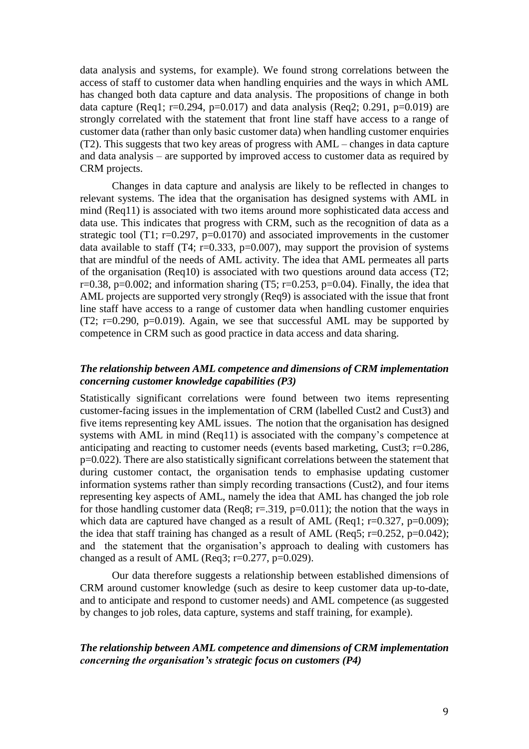data analysis and systems, for example). We found strong correlations between the access of staff to customer data when handling enquiries and the ways in which AML has changed both data capture and data analysis. The propositions of change in both data capture (Req1; $r=0.294$, $p=0.017$) and data analysis (Req2; 0.291, $p=0.019$) are strongly correlated with the statement that front line staff have access to a range of customer data (rather than only basic customer data) when handling customer enquiries (T2). This suggests that two key areas of progress with AML – changes in data capture and data analysis – are supported by improved access to customer data as required by CRM projects.

Changes in data capture and analysis are likely to be reflected in changes to relevant systems. The idea that the organisation has designed systems with AML in mind (Req11) is associated with two items around more sophisticated data access and data use. This indicates that progress with CRM, such as the recognition of data as a strategic tool (T1; $r=0.297$, $p=0.0170$) and associated improvements in the customer data available to staff (T4; $r=0.333$, $p=0.007$), may support the provision of systems that are mindful of the needs of AML activity. The idea that AML permeates all parts of the organisation (Req10) is associated with two questions around data access (T2; $r=0.38$, $p=0.002$; and information sharing (T5; $r=0.253$, $p=0.04$). Finally, the idea that AML projects are supported very strongly (Req9) is associated with the issue that front line staff have access to a range of customer data when handling customer enquiries (T2; $r=0.290$, $p=0.019$). Again, we see that successful AML may be supported by competence in CRM such as good practice in data access and data sharing.

### *The relationship between AML competence and dimensions of CRM implementation concerning customer knowledge capabilities (P3)*

Statistically significant correlations were found between two items representing customer-facing issues in the implementation of CRM (labelled Cust2 and Cust3) and five items representing key AML issues. The notion that the organisation has designed systems with AML in mind (Req11) is associated with the company's competence at anticipating and reacting to customer needs (events based marketing, Cust3; $r=0.286$, $p=0.022$). There are also statistically significant correlations between the statement that during customer contact, the organisation tends to emphasise updating customer information systems rather than simply recording transactions (Cust2), and four items representing key aspects of AML, namely the idea that AML has changed the job role for those handling customer data (Req8; $r=.319$, $p=0.011$); the notion that the ways in which data are captured have changed as a result of AML (Req1; $r=0.327$, $p=0.009$); the idea that staff training has changed as a result of AML (Req5; $r=0.252$, $p=0.042$); and the statement that the organisation's approach to dealing with customers has changed as a result of AML (Req3; $r=0.277$, $p=0.029$).

Our data therefore suggests a relationship between established dimensions of CRM around customer knowledge (such as desire to keep customer data up-to-date, and to anticipate and respond to customer needs) and AML competence (as suggested by changes to job roles, data capture, systems and staff training, for example).

### *The relationship between AML competence and dimensions of CRM implementation concerning the organisation's strategic focus on customers (P4)*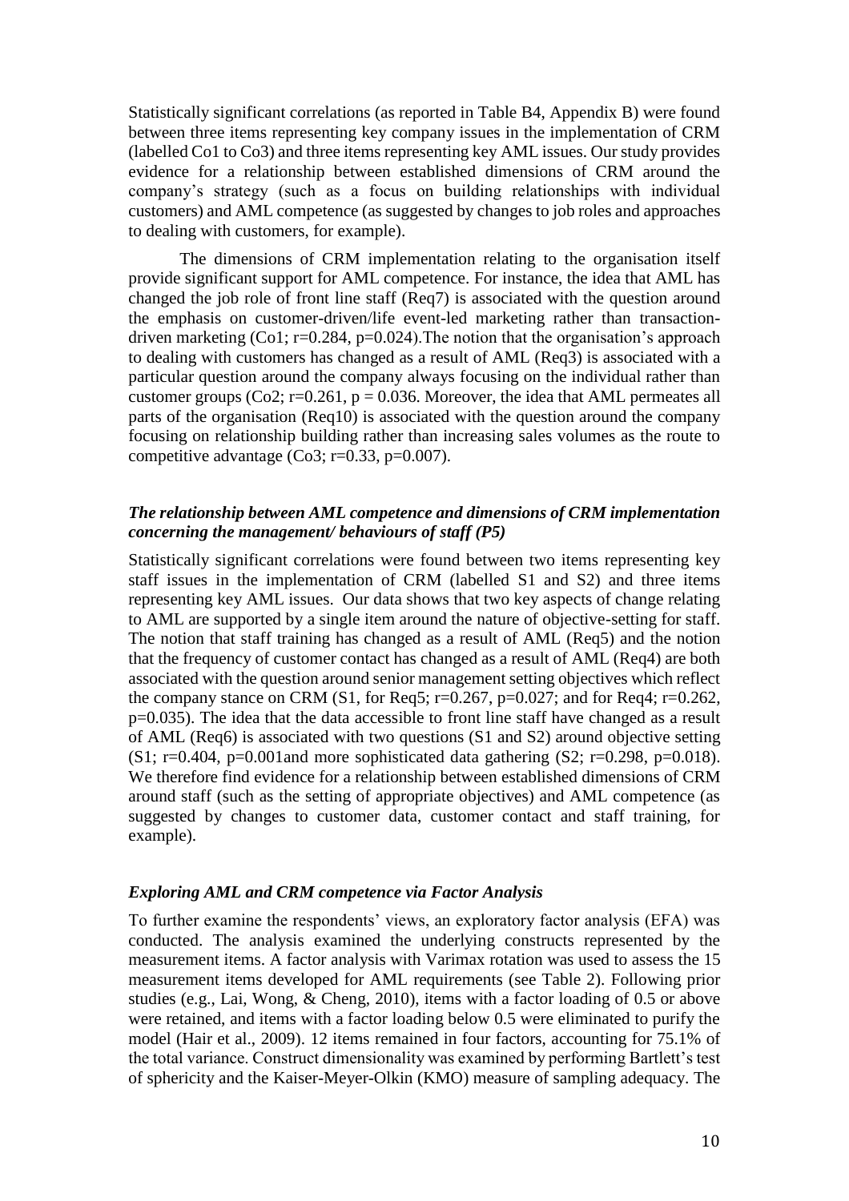Statistically significant correlations (as reported in Table B4, Appendix B) were found between three items representing key company issues in the implementation of CRM (labelled Co1 to Co3) and three items representing key AML issues. Our study provides evidence for a relationship between established dimensions of CRM around the company's strategy (such as a focus on building relationships with individual customers) and AML competence (as suggested by changes to job roles and approaches to dealing with customers, for example).

The dimensions of CRM implementation relating to the organisation itself provide significant support for AML competence. For instance, the idea that AML has changed the job role of front line staff (Req7) is associated with the question around the emphasis on customer-driven/life event-led marketing rather than transaction-driven marketing (Co1; $r=0.284$, $p=0.024$).The notion that the organisation's approach to dealing with customers has changed as a result of AML (Req3) is associated with a particular question around the company always focusing on the individual rather than customer groups (Co2; $r=0.261$, $p = 0.036$. Moreover, the idea that AML permeates all parts of the organisation (Req10) is associated with the question around the company focusing on relationship building rather than increasing sales volumes as the route to competitive advantage (Co3; $r=0.33$, $p=0.007$).

### *The relationship between AML competence and dimensions of CRM implementation concerning the management/ behaviours of staff (P5)*

Statistically significant correlations were found between two items representing key staff issues in the implementation of CRM (labelled S1 and S2) and three items representing key AML issues. Our data shows that two key aspects of change relating to AML are supported by a single item around the nature of objective-setting for staff. The notion that staff training has changed as a result of AML (Req5) and the notion that the frequency of customer contact has changed as a result of AML (Req4) are both associated with the question around senior management setting objectives which reflect the company stance on CRM (S1, for Req5; $r=0.267$, $p=0.027$; and for Req4; $r=0.262$, $p=0.035$). The idea that the data accessible to front line staff have changed as a result of AML (Req6) is associated with two questions (S1 and S2) around objective setting (S1; $r=0.404$, $p=0.001$and more sophisticated data gathering (S2; $r=0.298$, $p=0.018$). We therefore find evidence for a relationship between established dimensions of CRM around staff (such as the setting of appropriate objectives) and AML competence (as suggested by changes to customer data, customer contact and staff training, for example).

### *Exploring AML and CRM competence via Factor Analysis*

To further examine the respondents' views, an exploratory factor analysis (EFA) was conducted. The analysis examined the underlying constructs represented by the measurement items. A factor analysis with Varimax rotation was used to assess the 15 measurement items developed for AML requirements (see Table 2). Following prior studies (e.g., Lai, Wong, & Cheng, 2010), items with a factor loading of 0.5 or above were retained, and items with a factor loading below 0.5 were eliminated to purify the model (Hair et al., 2009). 12 items remained in four factors, accounting for 75.1% of the total variance. Construct dimensionality was examined by performing Bartlett's test of sphericity and the Kaiser-Meyer-Olkin (KMO) measure of sampling adequacy. The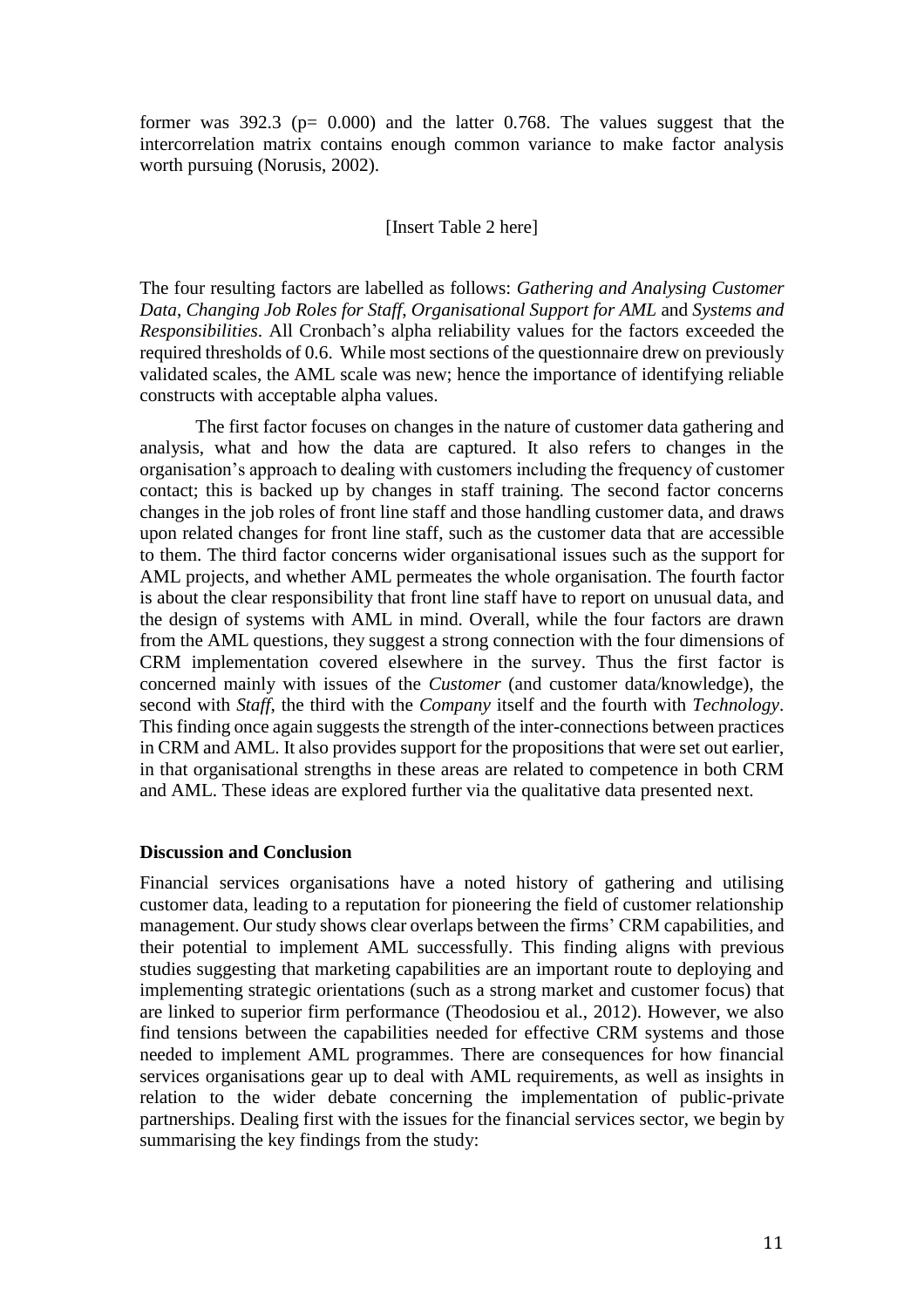former was 392.3 ($p= 0.000$) and the latter 0.768. The values suggest that the intercorrelation matrix contains enough common variance to make factor analysis worth pursuing (Norusis, 2002).

[Insert Table 2 here]

The four resulting factors are labelled as follows: *Gathering and Analysing Customer Data*, *Changing Job Roles for Staff*, *Organisational Support for AML* and *Systems and Responsibilities*. All Cronbach's alpha reliability values for the factors exceeded the required thresholds of 0.6. While most sections of the questionnaire drew on previously validated scales, the AML scale was new; hence the importance of identifying reliable constructs with acceptable alpha values.

The first factor focuses on changes in the nature of customer data gathering and analysis, what and how the data are captured. It also refers to changes in the organisation's approach to dealing with customers including the frequency of customer contact; this is backed up by changes in staff training. The second factor concerns changes in the job roles of front line staff and those handling customer data, and draws upon related changes for front line staff, such as the customer data that are accessible to them. The third factor concerns wider organisational issues such as the support for AML projects, and whether AML permeates the whole organisation. The fourth factor is about the clear responsibility that front line staff have to report on unusual data, and the design of systems with AML in mind. Overall, while the four factors are drawn from the AML questions, they suggest a strong connection with the four dimensions of CRM implementation covered elsewhere in the survey. Thus the first factor is concerned mainly with issues of the *Customer* (and customer data/knowledge), the second with *Staff*, the third with the *Company* itself and the fourth with *Technology*. This finding once again suggests the strength of the inter-connections between practices in CRM and AML. It also provides support for the propositions that were set out earlier, in that organisational strengths in these areas are related to competence in both CRM and AML. These ideas are explored further via the qualitative data presented next.

## Discussion and Conclusion

Financial services organisations have a noted history of gathering and utilising customer data, leading to a reputation for pioneering the field of customer relationship management. Our study shows clear overlaps between the firms' CRM capabilities, and their potential to implement AML successfully. This finding aligns with previous studies suggesting that marketing capabilities are an important route to deploying and implementing strategic orientations (such as a strong market and customer focus) that are linked to superior firm performance (Theodosiou et al., 2012). However, we also find tensions between the capabilities needed for effective CRM systems and those needed to implement AML programmes. There are consequences for how financial services organisations gear up to deal with AML requirements, as well as insights in relation to the wider debate concerning the implementation of public-private partnerships. Dealing first with the issues for the financial services sector, we begin by summarising the key findings from the study: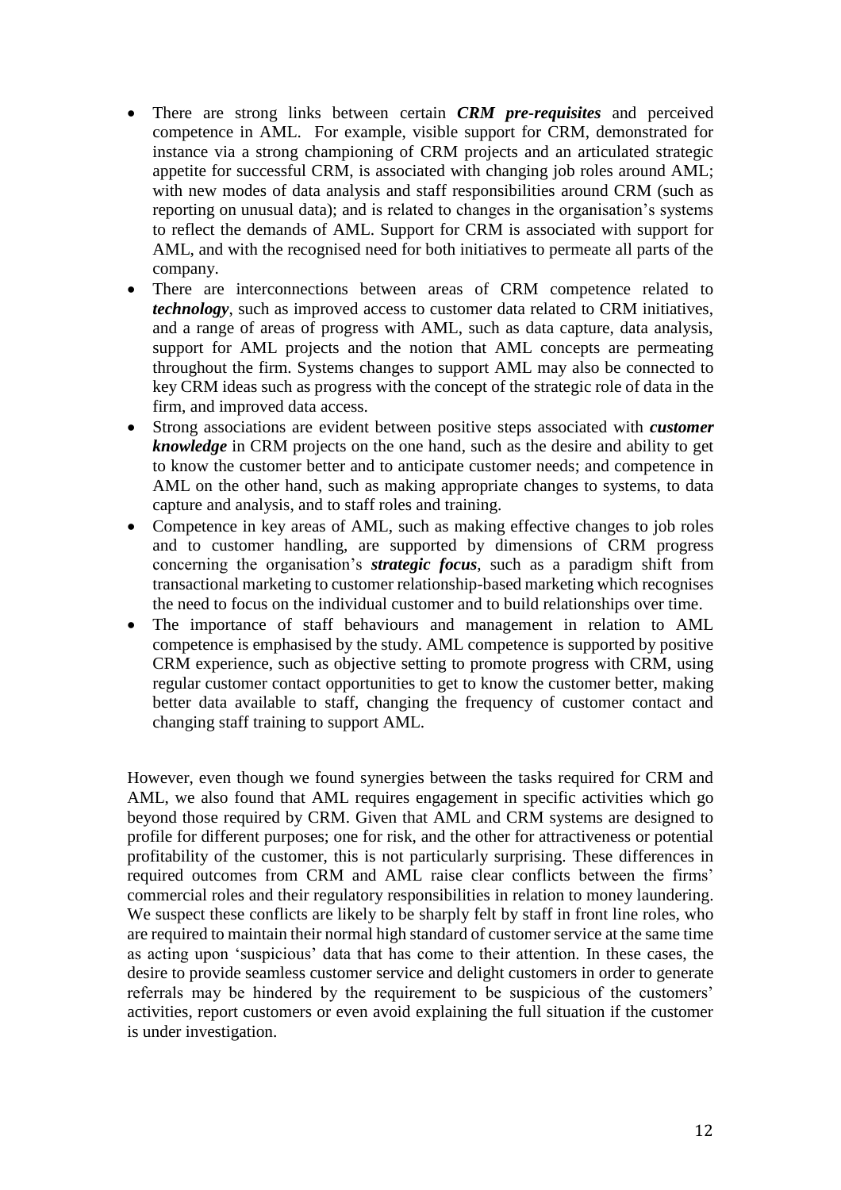- There are strong links between certain ***CRM pre-requisites*** and perceived competence in AML. For example, visible support for CRM, demonstrated for instance via a strong championing of CRM projects and an articulated strategic appetite for successful CRM, is associated with changing job roles around AML; with new modes of data analysis and staff responsibilities around CRM (such as reporting on unusual data); and is related to changes in the organisation's systems to reflect the demands of AML. Support for CRM is associated with support for AML, and with the recognised need for both initiatives to permeate all parts of the company.
- There are interconnections between areas of CRM competence related to ***technology***, such as improved access to customer data related to CRM initiatives, and a range of areas of progress with AML, such as data capture, data analysis, support for AML projects and the notion that AML concepts are permeating throughout the firm. Systems changes to support AML may also be connected to key CRM ideas such as progress with the concept of the strategic role of data in the firm, and improved data access.
- Strong associations are evident between positive steps associated with ***customer knowledge*** in CRM projects on the one hand, such as the desire and ability to get to know the customer better and to anticipate customer needs; and competence in AML on the other hand, such as making appropriate changes to systems, to data capture and analysis, and to staff roles and training.
- Competence in key areas of AML, such as making effective changes to job roles and to customer handling, are supported by dimensions of CRM progress concerning the organisation's ***strategic focus***, such as a paradigm shift from transactional marketing to customer relationship-based marketing which recognises the need to focus on the individual customer and to build relationships over time.
- The importance of staff behaviours and management in relation to AML competence is emphasised by the study. AML competence is supported by positive CRM experience, such as objective setting to promote progress with CRM, using regular customer contact opportunities to get to know the customer better, making better data available to staff, changing the frequency of customer contact and changing staff training to support AML.

However, even though we found synergies between the tasks required for CRM and AML, we also found that AML requires engagement in specific activities which go beyond those required by CRM. Given that AML and CRM systems are designed to profile for different purposes; one for risk, and the other for attractiveness or potential profitability of the customer, this is not particularly surprising. These differences in required outcomes from CRM and AML raise clear conflicts between the firms' commercial roles and their regulatory responsibilities in relation to money laundering. We suspect these conflicts are likely to be sharply felt by staff in front line roles, who are required to maintain their normal high standard of customer service at the same time as acting upon 'suspicious' data that has come to their attention. In these cases, the desire to provide seamless customer service and delight customers in order to generate referrals may be hindered by the requirement to be suspicious of the customers' activities, report customers or even avoid explaining the full situation if the customer is under investigation.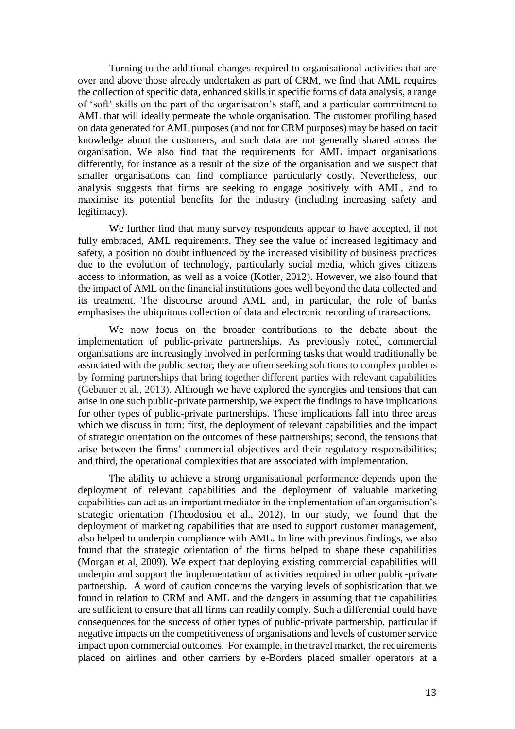Turning to the additional changes required to organisational activities that are over and above those already undertaken as part of CRM, we find that AML requires the collection of specific data, enhanced skills in specific forms of data analysis, a range of 'soft' skills on the part of the organisation's staff, and a particular commitment to AML that will ideally permeate the whole organisation. The customer profiling based on data generated for AML purposes (and not for CRM purposes) may be based on tacit knowledge about the customers, and such data are not generally shared across the organisation. We also find that the requirements for AML impact organisations differently, for instance as a result of the size of the organisation and we suspect that smaller organisations can find compliance particularly costly. Nevertheless, our analysis suggests that firms are seeking to engage positively with AML, and to maximise its potential benefits for the industry (including increasing safety and legitimacy).

We further find that many survey respondents appear to have accepted, if not fully embraced, AML requirements. They see the value of increased legitimacy and safety, a position no doubt influenced by the increased visibility of business practices due to the evolution of technology, particularly social media, which gives citizens access to information, as well as a voice (Kotler, 2012). However, we also found that the impact of AML on the financial institutions goes well beyond the data collected and its treatment. The discourse around AML and, in particular, the role of banks emphasises the ubiquitous collection of data and electronic recording of transactions.

We now focus on the broader contributions to the debate about the implementation of public-private partnerships. As previously noted, commercial organisations are increasingly involved in performing tasks that would traditionally be associated with the public sector; they are often seeking solutions to complex problems by forming partnerships that bring together different parties with relevant capabilities (Gebauer et al., 2013). Although we have explored the synergies and tensions that can arise in one such public-private partnership, we expect the findings to have implications for other types of public-private partnerships. These implications fall into three areas which we discuss in turn: first, the deployment of relevant capabilities and the impact of strategic orientation on the outcomes of these partnerships; second, the tensions that arise between the firms' commercial objectives and their regulatory responsibilities; and third, the operational complexities that are associated with implementation.

The ability to achieve a strong organisational performance depends upon the deployment of relevant capabilities and the deployment of valuable marketing capabilities can act as an important mediator in the implementation of an organisation's strategic orientation (Theodosiou et al., 2012). In our study, we found that the deployment of marketing capabilities that are used to support customer management, also helped to underpin compliance with AML. In line with previous findings, we also found that the strategic orientation of the firms helped to shape these capabilities (Morgan et al, 2009). We expect that deploying existing commercial capabilities will underpin and support the implementation of activities required in other public-private partnership. A word of caution concerns the varying levels of sophistication that we found in relation to CRM and AML and the dangers in assuming that the capabilities are sufficient to ensure that all firms can readily comply. Such a differential could have consequences for the success of other types of public-private partnership, particular if negative impacts on the competitiveness of organisations and levels of customer service impact upon commercial outcomes. For example, in the travel market, the requirements placed on airlines and other carriers by e-Borders placed smaller operators at a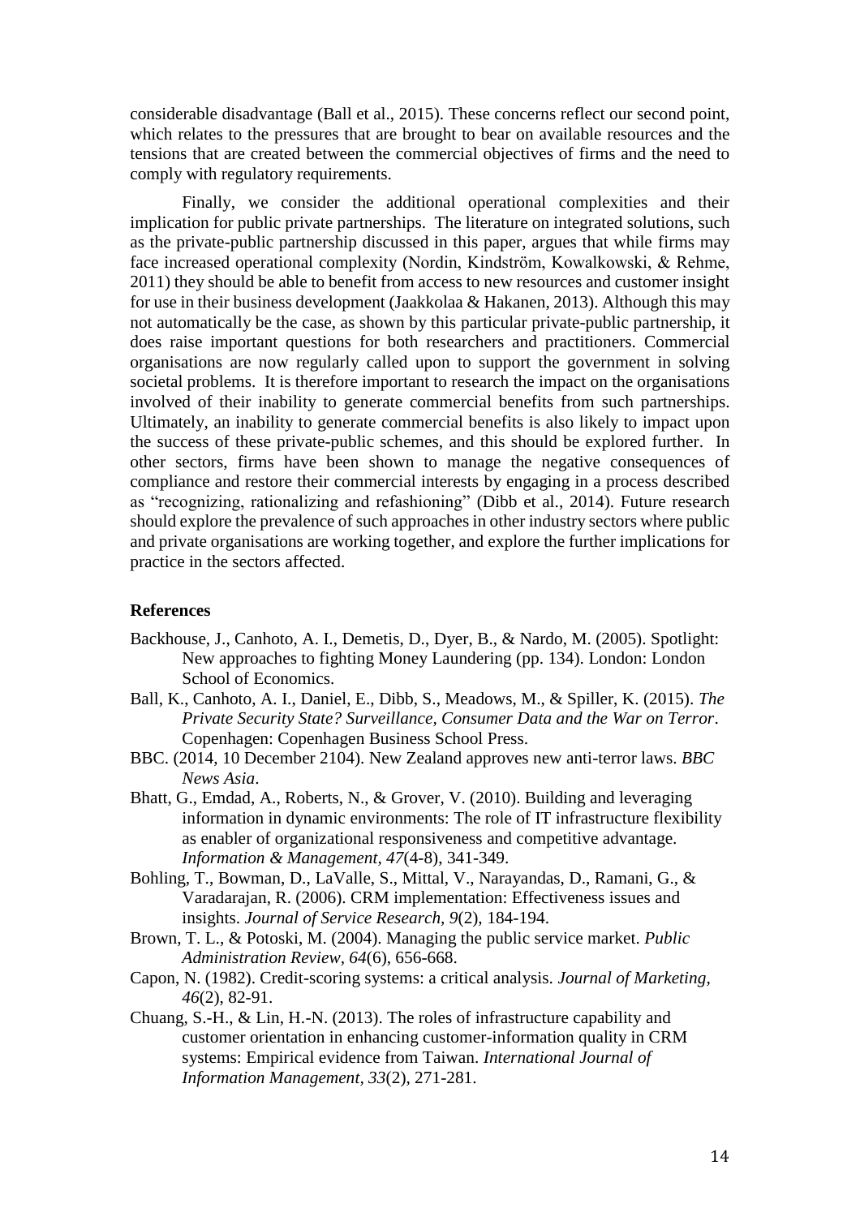considerable disadvantage (Ball et al., 2015). These concerns reflect our second point, which relates to the pressures that are brought to bear on available resources and the tensions that are created between the commercial objectives of firms and the need to comply with regulatory requirements.

Finally, we consider the additional operational complexities and their implication for public private partnerships. The literature on integrated solutions, such as the private-public partnership discussed in this paper, argues that while firms may face increased operational complexity (Nordin, Kindström, Kowalkowski, & Rehme, 2011) they should be able to benefit from access to new resources and customer insight for use in their business development (Jaakkolaa & Hakanen, 2013). Although this may not automatically be the case, as shown by this particular private-public partnership, it does raise important questions for both researchers and practitioners. Commercial organisations are now regularly called upon to support the government in solving societal problems. It is therefore important to research the impact on the organisations involved of their inability to generate commercial benefits from such partnerships. Ultimately, an inability to generate commercial benefits is also likely to impact upon the success of these private-public schemes, and this should be explored further. In other sectors, firms have been shown to manage the negative consequences of compliance and restore their commercial interests by engaging in a process described as "recognizing, rationalizing and refashioning" (Dibb et al., 2014). Future research should explore the prevalence of such approaches in other industry sectors where public and private organisations are working together, and explore the further implications for practice in the sectors affected.

## References

Backhouse, J., Canhoto, A. I., Demetis, D., Dyer, B., & Nardo, M. (2005). Spotlight: New approaches to fighting Money Laundering (pp. 134). London: London School of Economics.

Ball, K., Canhoto, A. I., Daniel, E., Dibb, S., Meadows, M., & Spiller, K. (2015). *The Private Security State? Surveillance, Consumer Data and the War on Terror*. Copenhagen: Copenhagen Business School Press.

BBC. (2014, 10 December 2104). New Zealand approves new anti-terror laws. *BBC News Asia*.

Bhatt, G., Emdad, A., Roberts, N., & Grover, V. (2010). Building and leveraging information in dynamic environments: The role of IT infrastructure flexibility as enabler of organizational responsiveness and competitive advantage. *Information & Management, 47*(4-8), 341-349.

Bohling, T., Bowman, D., LaValle, S., Mittal, V., Narayandas, D., Ramani, G., & Varadarajan, R. (2006). CRM implementation: Effectiveness issues and insights. *Journal of Service Research, 9*(2), 184-194.

Brown, T. L., & Potoski, M. (2004). Managing the public service market. *Public Administration Review, 64*(6), 656-668.

Capon, N. (1982). Credit-scoring systems: a critical analysis. *Journal of Marketing, 46*(2), 82-91.

Chuang, S.-H., & Lin, H.-N. (2013). The roles of infrastructure capability and customer orientation in enhancing customer-information quality in CRM systems: Empirical evidence from Taiwan. *International Journal of Information Management, 33*(2), 271-281.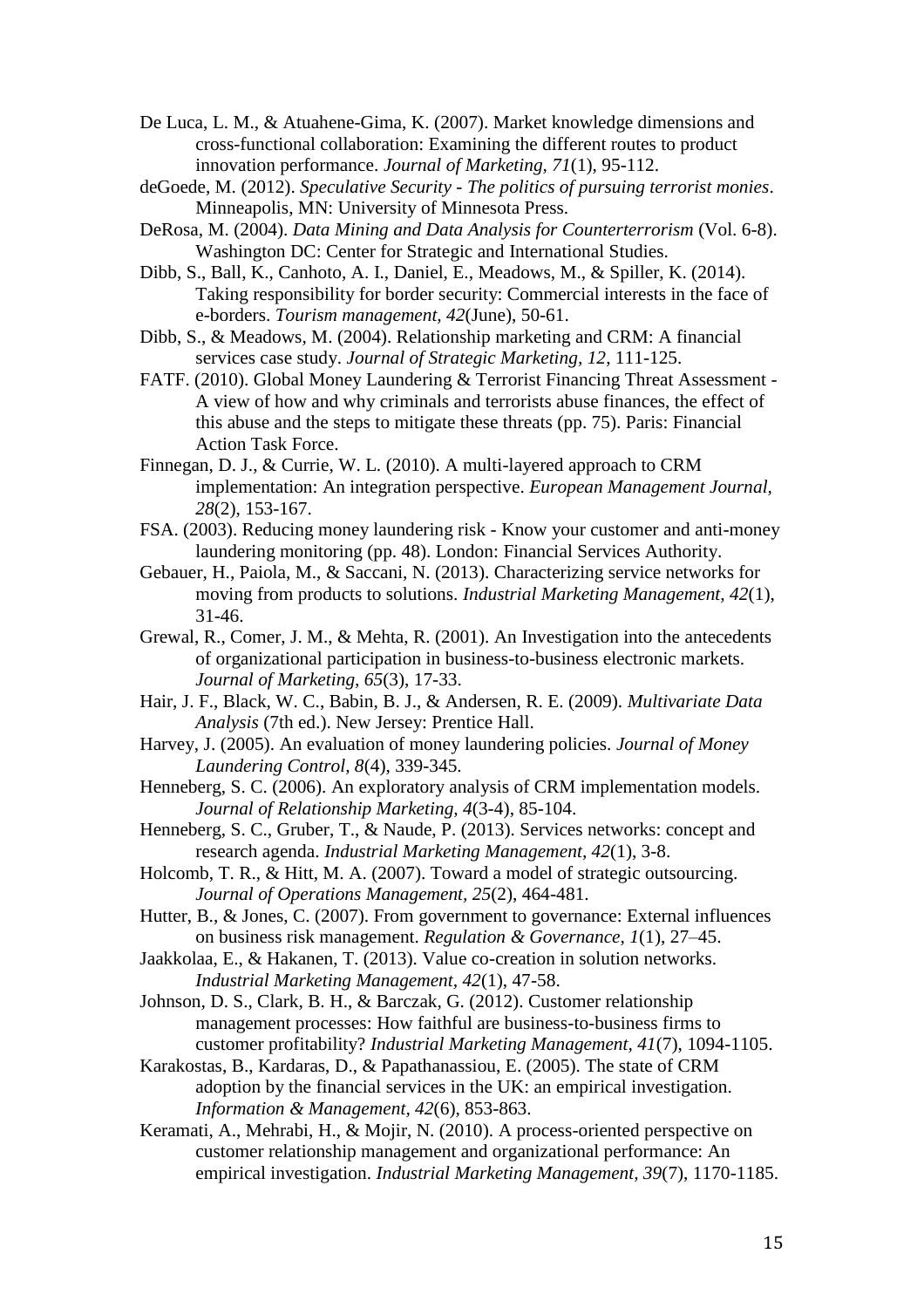De Luca, L. M., & Atuahene-Gima, K. (2007). Market knowledge dimensions and cross-functional collaboration: Examining the different routes to product innovation performance. *Journal of Marketing, 71*(1), 95-112.

deGoede, M. (2012). *Speculative Security - The politics of pursuing terrorist monies*. Minneapolis, MN: University of Minnesota Press.

DeRosa, M. (2004). *Data Mining and Data Analysis for Counterterrorism* (Vol. 6-8). Washington DC: Center for Strategic and International Studies.

Dibb, S., Ball, K., Canhoto, A. I., Daniel, E., Meadows, M., & Spiller, K. (2014). Taking responsibility for border security: Commercial interests in the face of e-borders. *Tourism management, 42*(June), 50-61.

Dibb, S., & Meadows, M. (2004). Relationship marketing and CRM: A financial services case study. *Journal of Strategic Marketing, 12*, 111-125.

FATF. (2010). Global Money Laundering & Terrorist Financing Threat Assessment - A view of how and why criminals and terrorists abuse finances, the effect of this abuse and the steps to mitigate these threats (pp. 75). Paris: Financial Action Task Force.

Finnegan, D. J., & Currie, W. L. (2010). A multi-layered approach to CRM implementation: An integration perspective. *European Management Journal, 28*(2), 153-167.

FSA. (2003). Reducing money laundering risk - Know your customer and anti-money laundering monitoring (pp. 48). London: Financial Services Authority.

Gebauer, H., Paiola, M., & Saccani, N. (2013). Characterizing service networks for moving from products to solutions. *Industrial Marketing Management, 42*(1), 31-46.

Grewal, R., Comer, J. M., & Mehta, R. (2001). An Investigation into the antecedents of organizational participation in business-to-business electronic markets. *Journal of Marketing, 65*(3), 17-33.

Hair, J. F., Black, W. C., Babin, B. J., & Andersen, R. E. (2009). *Multivariate Data Analysis* (7th ed.). New Jersey: Prentice Hall.

Harvey, J. (2005). An evaluation of money laundering policies. *Journal of Money Laundering Control, 8*(4), 339-345.

Henneberg, S. C. (2006). An exploratory analysis of CRM implementation models. *Journal of Relationship Marketing, 4*(3-4), 85-104.

Henneberg, S. C., Gruber, T., & Naude, P. (2013). Services networks: concept and research agenda. *Industrial Marketing Management, 42*(1), 3-8.

Holcomb, T. R., & Hitt, M. A. (2007). Toward a model of strategic outsourcing. *Journal of Operations Management, 25*(2), 464-481.

Hutter, B., & Jones, C. (2007). From government to governance: External influences on business risk management. *Regulation & Governance, 1*(1), 27–45.

Jaakkolaa, E., & Hakanen, T. (2013). Value co-creation in solution networks. *Industrial Marketing Management, 42*(1), 47-58.

Johnson, D. S., Clark, B. H., & Barczak, G. (2012). Customer relationship management processes: How faithful are business-to-business firms to customer profitability? *Industrial Marketing Management, 41*(7), 1094-1105.

Karakostas, B., Kardaras, D., & Papathanassiou, E. (2005). The state of CRM adoption by the financial services in the UK: an empirical investigation. *Information & Management, 42*(6), 853-863.

Keramati, A., Mehrabi, H., & Mojir, N. (2010). A process-oriented perspective on customer relationship management and organizational performance: An empirical investigation. *Industrial Marketing Management, 39*(7), 1170-1185.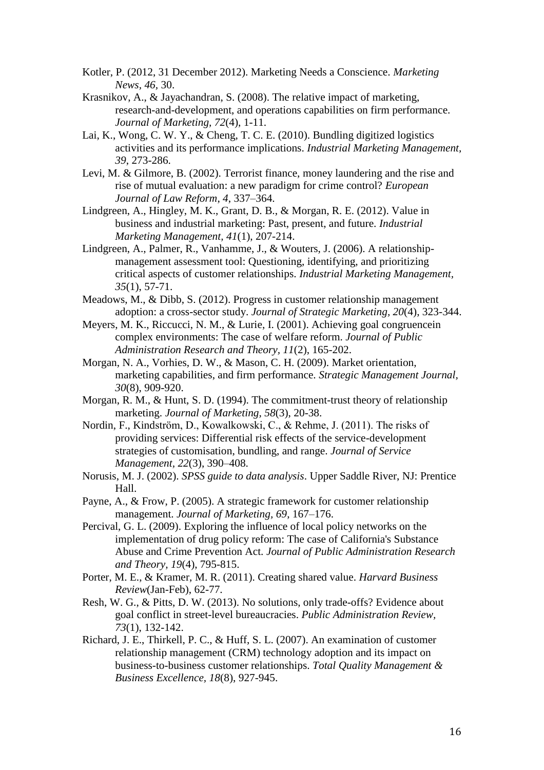Kotler, P. (2012, 31 December 2012). Marketing Needs a Conscience. *Marketing News, 46*, 30.

Krasnikov, A., & Jayachandran, S. (2008). The relative impact of marketing, research-and-development, and operations capabilities on firm performance. *Journal of Marketing, 72*(4), 1-11.

Lai, K., Wong, C. W. Y., & Cheng, T. C. E. (2010). Bundling digitized logistics activities and its performance implications. *Industrial Marketing Management, 39*, 273-286.

Levi, M. & Gilmore, B. (2002). Terrorist finance, money laundering and the rise and rise of mutual evaluation: a new paradigm for crime control? *European Journal of Law Reform*, *4*, 337–364.

Lindgreen, A., Hingley, M. K., Grant, D. B., & Morgan, R. E. (2012). Value in business and industrial marketing: Past, present, and future. *Industrial Marketing Management, 41*(1), 207-214.

Lindgreen, A., Palmer, R., Vanhamme, J., & Wouters, J. (2006). A relationship-management assessment tool: Questioning, identifying, and prioritizing critical aspects of customer relationships. *Industrial Marketing Management, 35*(1), 57-71.

Meadows, M., & Dibb, S. (2012). Progress in customer relationship management adoption: a cross-sector study. *Journal of Strategic Marketing, 20*(4), 323-344.

Meyers, M. K., Riccucci, N. M., & Lurie, I. (2001). Achieving goal congruencein complex environments: The case of welfare reform. *Journal of Public Administration Research and Theory, 11*(2), 165-202.

Morgan, N. A., Vorhies, D. W., & Mason, C. H. (2009). Market orientation, marketing capabilities, and firm performance. *Strategic Management Journal, 30*(8), 909-920.

Morgan, R. M., & Hunt, S. D. (1994). The commitment-trust theory of relationship marketing. *Journal of Marketing, 58*(3), 20-38.

Nordin, F., Kindström, D., Kowalkowski, C., & Rehme, J. (2011). The risks of providing services: Differential risk effects of the service-development strategies of customisation, bundling, and range. *Journal of Service Management, 22*(3), 390–408.

Norusis, M. J. (2002). *SPSS guide to data analysis*. Upper Saddle River, NJ: Prentice Hall.

Payne, A., & Frow, P. (2005). A strategic framework for customer relationship management. *Journal of Marketing, 69*, 167–176.

Percival, G. L. (2009). Exploring the influence of local policy networks on the implementation of drug policy reform: The case of California's Substance Abuse and Crime Prevention Act. *Journal of Public Administration Research and Theory, 19*(4), 795-815.

Porter, M. E., & Kramer, M. R. (2011). Creating shared value. *Harvard Business Review*(Jan-Feb), 62-77.

Resh, W. G., & Pitts, D. W. (2013). No solutions, only trade-offs? Evidence about goal conflict in street-level bureaucracies. *Public Administration Review, 73*(1), 132-142.

Richard, J. E., Thirkell, P. C., & Huff, S. L. (2007). An examination of customer relationship management (CRM) technology adoption and its impact on business-to-business customer relationships. *Total Quality Management & Business Excellence, 18*(8), 927-945.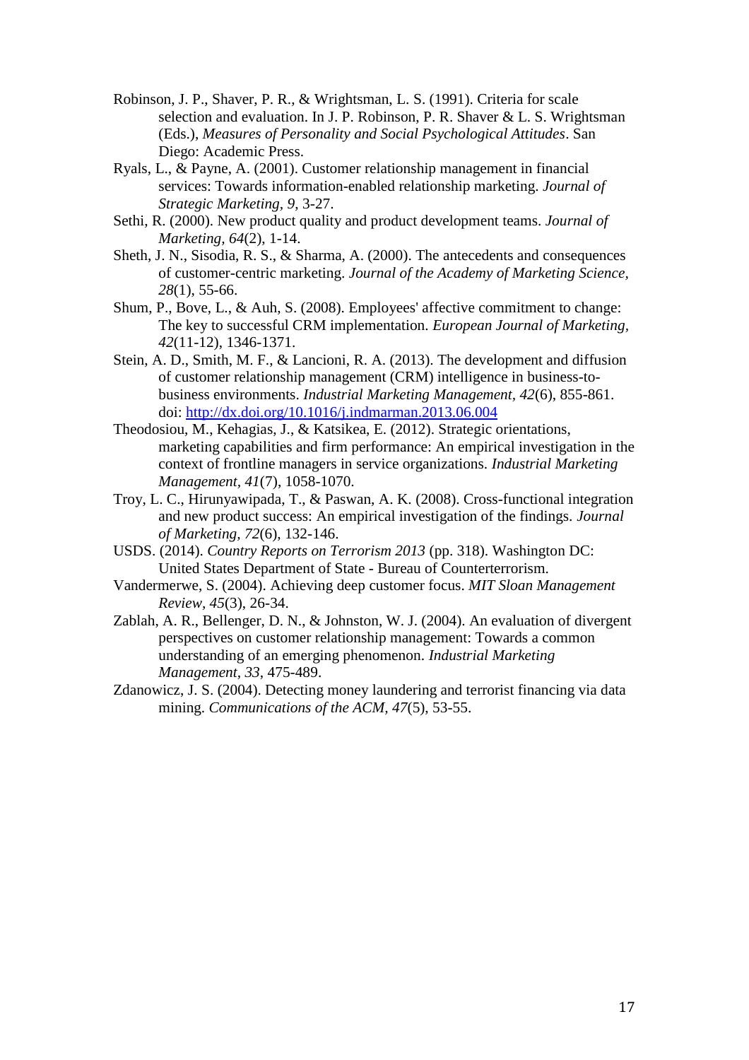Robinson, J. P., Shaver, P. R., & Wrightsman, L. S. (1991). Criteria for scale selection and evaluation. In J. P. Robinson, P. R. Shaver & L. S. Wrightsman (Eds.), *Measures of Personality and Social Psychological Attitudes*. San Diego: Academic Press.

Ryals, L., & Payne, A. (2001). Customer relationship management in financial services: Towards information-enabled relationship marketing. *Journal of Strategic Marketing, 9*, 3-27.

Sethi, R. (2000). New product quality and product development teams. *Journal of Marketing, 64*(2), 1-14.

Sheth, J. N., Sisodia, R. S., & Sharma, A. (2000). The antecedents and consequences of customer-centric marketing. *Journal of the Academy of Marketing Science, 28*(1), 55-66.

Shum, P., Bove, L., & Auh, S. (2008). Employees' affective commitment to change: The key to successful CRM implementation. *European Journal of Marketing, 42*(11-12), 1346-1371.

Stein, A. D., Smith, M. F., & Lancioni, R. A. (2013). The development and diffusion of customer relationship management (CRM) intelligence in business-to-business environments. *Industrial Marketing Management, 42*(6), 855-861. doi: http://dx.doi.org/10.1016/j.indmarman.2013.06.004

Theodosiou, M., Kehagias, J., & Katsikea, E. (2012). Strategic orientations, marketing capabilities and firm performance: An empirical investigation in the context of frontline managers in service organizations. *Industrial Marketing Management, 41*(7), 1058-1070.

Troy, L. C., Hirunyawipada, T., & Paswan, A. K. (2008). Cross-functional integration and new product success: An empirical investigation of the findings. *Journal of Marketing, 72*(6), 132-146.

USDS. (2014). *Country Reports on Terrorism 2013* (pp. 318). Washington DC: United States Department of State - Bureau of Counterterrorism.

Vandermerwe, S. (2004). Achieving deep customer focus. *MIT Sloan Management Review, 45*(3), 26-34.

Zablah, A. R., Bellenger, D. N., & Johnston, W. J. (2004). An evaluation of divergent perspectives on customer relationship management: Towards a common understanding of an emerging phenomenon. *Industrial Marketing Management, 33*, 475-489.

Zdanowicz, J. S. (2004). Detecting money laundering and terrorist financing via data mining. *Communications of the ACM, 47*(5), 53-55.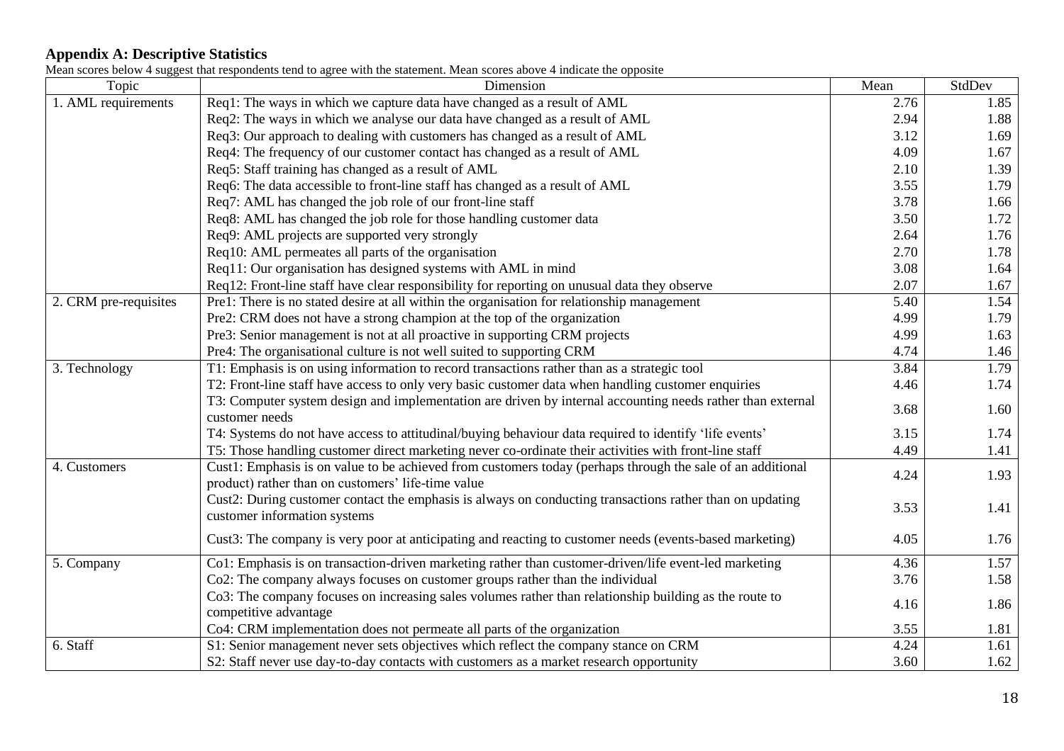## Appendix A: Descriptive Statistics

Mean scores below 4 suggest that respondents tend to agree with the statement. Mean scores above 4 indicate the opposite

| Topic | Dimension | Mean | StdDev |
|---|---|---|---|
| 1. AML requirements | Req1: The ways in which we capture data have changed as a result of AML | 2.76 | 1.85 |
| | Req2: The ways in which we analyse our data have changed as a result of AML | 2.94 | 1.88 |
| | Req3: Our approach to dealing with customers has changed as a result of AML | 3.12 | 1.69 |
| | Req4: The frequency of our customer contact has changed as a result of AML | 4.09 | 1.67 |
| | Req5: Staff training has changed as a result of AML | 2.10 | 1.39 |
| | Req6: The data accessible to front-line staff has changed as a result of AML | 3.55 | 1.79 |
| | Req7: AML has changed the job role of our front-line staff | 3.78 | 1.66 |
| | Req8: AML has changed the job role for those handling customer data | 3.50 | 1.72 |
| | Req9: AML projects are supported very strongly | 2.64 | 1.76 |
| | Req10: AML permeates all parts of the organisation | 2.70 | 1.78 |
| | Req11: Our organisation has designed systems with AML in mind | 3.08 | 1.64 |
| | Req12: Front-line staff have clear responsibility for reporting on unusual data they observe | 2.07 | 1.67 |
| 2. CRM pre-requisites | Pre1: There is no stated desire at all within the organisation for relationship management | 5.40 | 1.54 |
| | Pre2: CRM does not have a strong champion at the top of the organization | 4.99 | 1.79 |
| | Pre3: Senior management is not at all proactive in supporting CRM projects | 4.99 | 1.63 |
| | Pre4: The organisational culture is not well suited to supporting CRM | 4.74 | 1.46 |
| 3. Technology | T1: Emphasis is on using information to record transactions rather than as a strategic tool | 3.84 | 1.79 |
| | T2: Front-line staff have access to only very basic customer data when handling customer enquiries | 4.46 | 1.74 |
| | T3: Computer system design and implementation are driven by internal accounting needs rather than external customer needs | 3.68 | 1.60 |
| | T4: Systems do not have access to attitudinal/buying behaviour data required to identify 'life events' | 3.15 | 1.74 |
| | T5: Those handling customer direct marketing never co-ordinate their activities with front-line staff | 4.49 | 1.41 |
| 4. Customers | Cust1: Emphasis is on value to be achieved from customers today (perhaps through the sale of an additional product) rather than on customers' life-time value | 4.24 | 1.93 |
| | Cust2: During customer contact the emphasis is always on conducting transactions rather than on updating customer information systems | 3.53 | 1.41 |
| | Cust3: The company is very poor at anticipating and reacting to customer needs (events-based marketing) | 4.05 | 1.76 |
| 5. Company | Co1: Emphasis is on transaction-driven marketing rather than customer-driven/life event-led marketing | 4.36 | 1.57 |
| | Co2: The company always focuses on customer groups rather than the individual | 3.76 | 1.58 |
| | Co3: The company focuses on increasing sales volumes rather than relationship building as the route to competitive advantage | 4.16 | 1.86 |
| | Co4: CRM implementation does not permeate all parts of the organization | 3.55 | 1.81 |
| 6. Staff | S1: Senior management never sets objectives which reflect the company stance on CRM | 4.24 | 1.61 |
| | S2: Staff never use day-to-day contacts with customers as a market research opportunity | 3.60 | 1.62 |